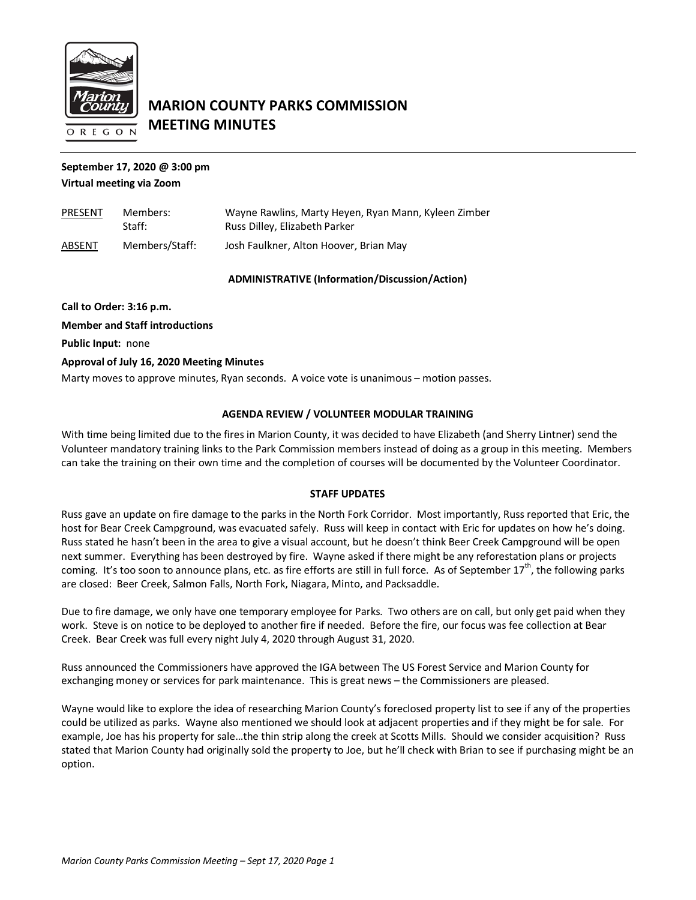# MARION COUNTY PARKS COMMISSION MEETING MINUTES

**September 17, 2020 @ 3:00 pm**
**Virtual meeting via Zoom**

| | | |
|---|---|---|
| PRESENT | Members: | Wayne Rawlins, Marty Heyen, Ryan Mann, Kyleen Zimber |
| | Staff: | Russ Dilley, Elizabeth Parker |
| ABSENT | Members/Staff: | Josh Faulkner, Alton Hoover, Brian May |

### ADMINISTRATIVE (Information/Discussion/Action)

**Call to Order: 3:16 p.m.**

**Member and Staff introductions**

**Public Input:** none

**Approval of July 16, 2020 Meeting Minutes**

Marty moves to approve minutes, Ryan seconds. A voice vote is unanimous – motion passes.

### AGENDA REVIEW / VOLUNTEER MODULAR TRAINING

With time being limited due to the fires in Marion County, it was decided to have Elizabeth (and Sherry Lintner) send the Volunteer mandatory training links to the Park Commission members instead of doing as a group in this meeting. Members can take the training on their own time and the completion of courses will be documented by the Volunteer Coordinator.

### STAFF UPDATES

Russ gave an update on fire damage to the parks in the North Fork Corridor. Most importantly, Russ reported that Eric, the host for Bear Creek Campground, was evacuated safely. Russ will keep in contact with Eric for updates on how he's doing. Russ stated he hasn't been in the area to give a visual account, but he doesn't think Beer Creek Campground will be open next summer. Everything has been destroyed by fire. Wayne asked if there might be any reforestation plans or projects coming. It's too soon to announce plans, etc. as fire efforts are still in full force. As of September 17th, the following parks are closed: Beer Creek, Salmon Falls, North Fork, Niagara, Minto, and Packsaddle.

Due to fire damage, we only have one temporary employee for Parks. Two others are on call, but only get paid when they work. Steve is on notice to be deployed to another fire if needed. Before the fire, our focus was fee collection at Bear Creek. Bear Creek was full every night July 4, 2020 through August 31, 2020.

Russ announced the Commissioners have approved the IGA between The US Forest Service and Marion County for exchanging money or services for park maintenance. This is great news – the Commissioners are pleased.

Wayne would like to explore the idea of researching Marion County's foreclosed property list to see if any of the properties could be utilized as parks. Wayne also mentioned we should look at adjacent properties and if they might be for sale. For example, Joe has his property for sale…the thin strip along the creek at Scotts Mills. Should we consider acquisition? Russ stated that Marion County had originally sold the property to Joe, but he'll check with Brian to see if purchasing might be an option.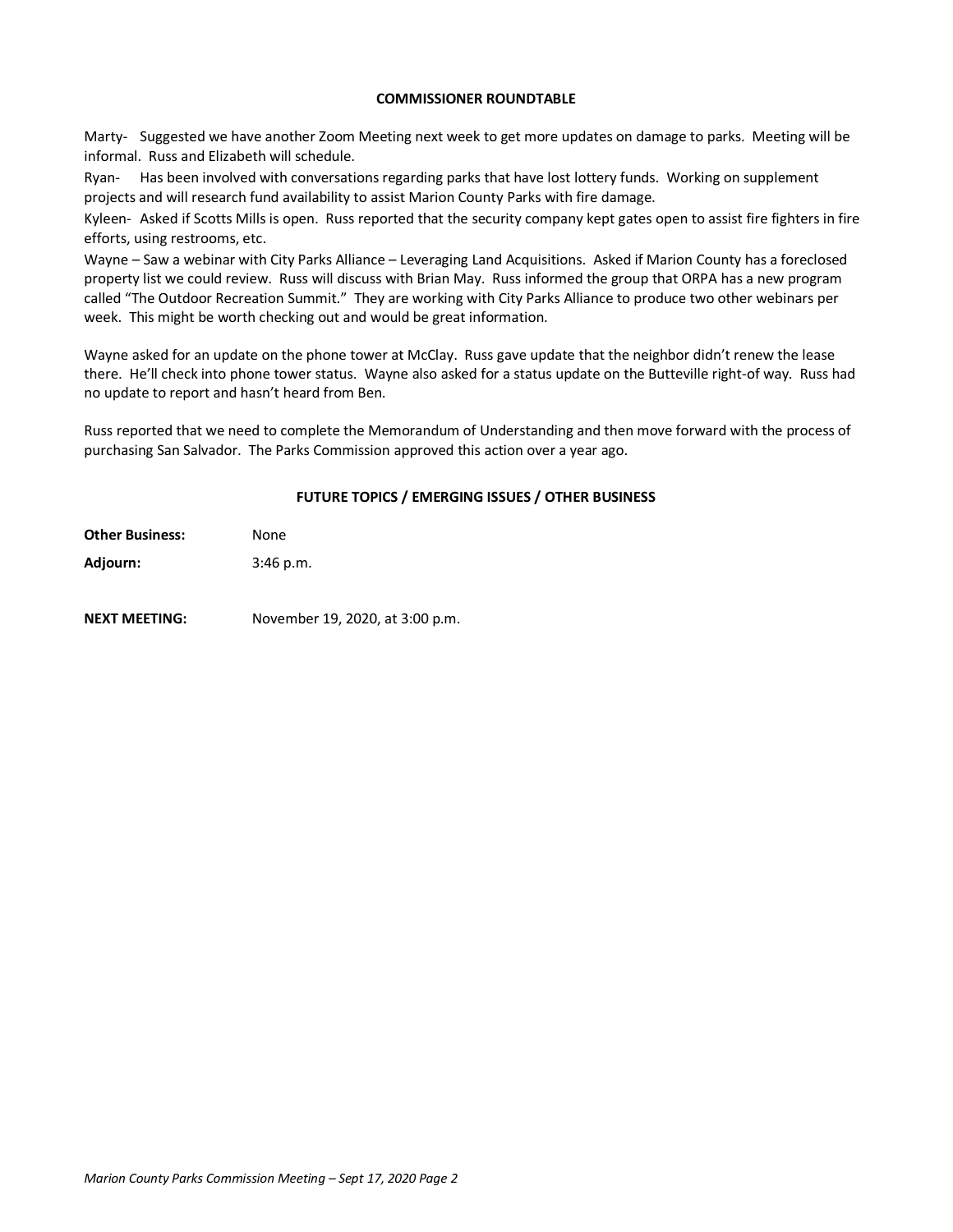**COMMISSIONER ROUNDTABLE**

Marty- Suggested we have another Zoom Meeting next week to get more updates on damage to parks. Meeting will be informal. Russ and Elizabeth will schedule.

Ryan- Has been involved with conversations regarding parks that have lost lottery funds. Working on supplement projects and will research fund availability to assist Marion County Parks with fire damage.

Kyleen- Asked if Scotts Mills is open. Russ reported that the security company kept gates open to assist fire fighters in fire efforts, using restrooms, etc.

Wayne – Saw a webinar with City Parks Alliance – Leveraging Land Acquisitions. Asked if Marion County has a foreclosed property list we could review. Russ will discuss with Brian May. Russ informed the group that ORPA has a new program called "The Outdoor Recreation Summit." They are working with City Parks Alliance to produce two other webinars per week. This might be worth checking out and would be great information.

Wayne asked for an update on the phone tower at McClay. Russ gave update that the neighbor didn't renew the lease there. He'll check into phone tower status. Wayne also asked for a status update on the Butteville right-of way. Russ had no update to report and hasn't heard from Ben.

Russ reported that we need to complete the Memorandum of Understanding and then move forward with the process of purchasing San Salvador. The Parks Commission approved this action over a year ago.

**FUTURE TOPICS / EMERGING ISSUES / OTHER BUSINESS**

**Other Business:** None

**Adjourn:** 3:46 p.m.

**NEXT MEETING:** November 19, 2020, at 3:00 p.m.